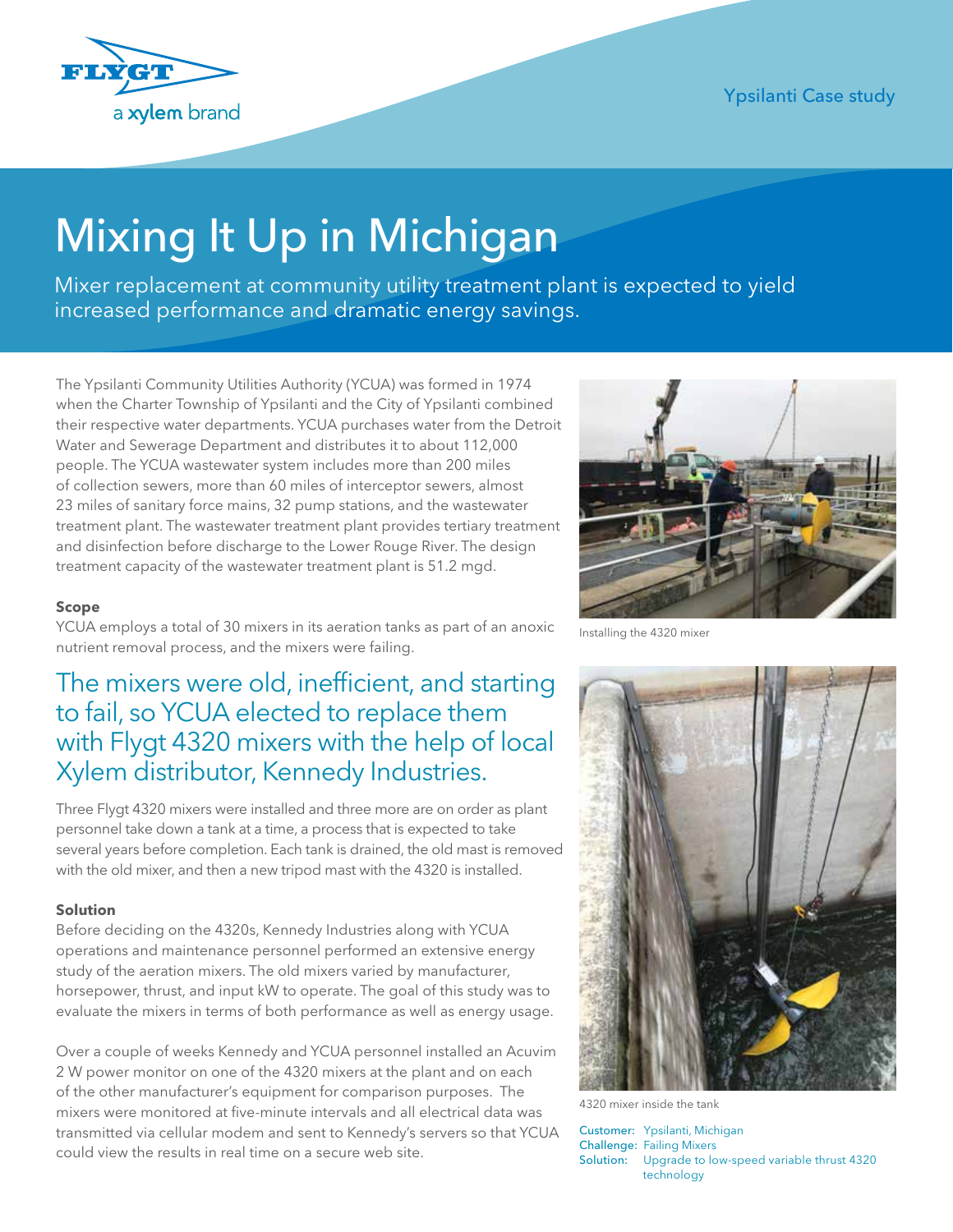Ypsilanti Case study

# Mixing It Up in Michigan

Mixer replacement at community utility treatment plant is expected to yield increased performance and dramatic energy savings.

The Ypsilanti Community Utilities Authority (YCUA) was formed in 1974 when the Charter Township of Ypsilanti and the City of Ypsilanti combined their respective water departments. YCUA purchases water from the Detroit Water and Sewerage Department and distributes it to about 112,000 people. The YCUA wastewater system includes more than 200 miles of collection sewers, more than 60 miles of interceptor sewers, almost 23 miles of sanitary force mains, 32 pump stations, and the wastewater treatment plant. The wastewater treatment plant provides tertiary treatment and disinfection before discharge to the Lower Rouge River. The design treatment capacity of the wastewater treatment plant is 51.2 mgd.

**Scope**

YCUA employs a total of 30 mixers in its aeration tanks as part of an anoxic nutrient removal process, and the mixers were failing.

## The mixers were old, inefficient, and starting to fail, so YCUA elected to replace them with Flygt 4320 mixers with the help of local Xylem distributor, Kennedy Industries.

Three Flygt 4320 mixers were installed and three more are on order as plant personnel take down a tank at a time, a process that is expected to take several years before completion. Each tank is drained, the old mast is removed with the old mixer, and then a new tripod mast with the 4320 is installed.

**Solution**

Before deciding on the 4320s, Kennedy Industries along with YCUA operations and maintenance personnel performed an extensive energy study of the aeration mixers. The old mixers varied by manufacturer, horsepower, thrust, and input kW to operate. The goal of this study was to evaluate the mixers in terms of both performance as well as energy usage.

Over a couple of weeks Kennedy and YCUA personnel installed an Acuvim 2 W power monitor on one of the 4320 mixers at the plant and on each of the other manufacturer's equipment for comparison purposes. The mixers were monitored at five-minute intervals and all electrical data was transmitted via cellular modem and sent to Kennedy's servers so that YCUA could view the results in real time on a secure web site.

Installing the 4320 mixer

4320 mixer inside the tank

Customer: Ypsilanti, Michigan
Challenge: Failing Mixers
Solution: Upgrade to low-speed variable thrust 4320 technology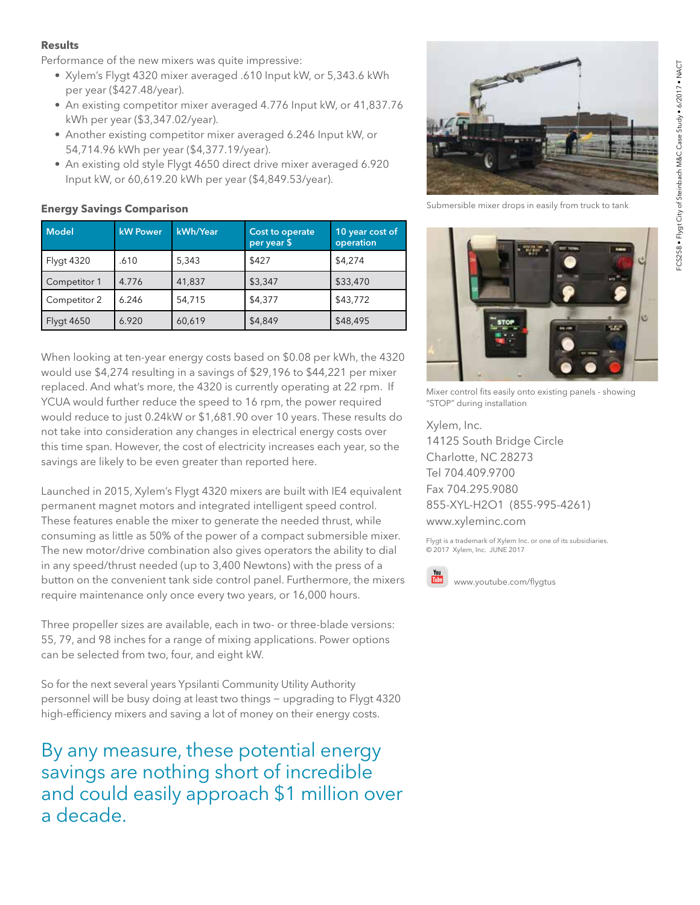**Results**

Performance of the new mixers was quite impressive:

- Xylem's Flygt 4320 mixer averaged .610 Input kW, or 5,343.6 kWh per year ($427.48/year).
- An existing competitor mixer averaged 4.776 Input kW, or 41,837.76 kWh per year ($3,347.02/year).
- Another existing competitor mixer averaged 6.246 Input kW, or 54,714.96 kWh per year ($4,377.19/year).
- An existing old style Flygt 4650 direct drive mixer averaged 6.920 Input kW, or 60,619.20 kWh per year ($4,849.53/year).

**Energy Savings Comparison**

| Model | kW Power | kWh/Year | Cost to operate per year $ | 10 year cost of operation |
|---|---|---|---|---|
| Flygt 4320 | .610 | 5,343 | $427 | $4,274 |
| Competitor 1 | 4.776 | 41,837 | $3,347 | $33,470 |
| Competitor 2 | 6.246 | 54,715 | $4,377 | $43,772 |
| Flygt 4650 | 6.920 | 60,619 | $4,849 | $48,495 |

When looking at ten-year energy costs based on $0.08 per kWh, the 4320 would use $4,274 resulting in a savings of $29,196 to $44,221 per mixer replaced. And what's more, the 4320 is currently operating at 22 rpm. If YCUA would further reduce the speed to 16 rpm, the power required would reduce to just 0.24kW or $1,681.90 over 10 years. These results do not take into consideration any changes in electrical energy costs over this time span. However, the cost of electricity increases each year, so the savings are likely to be even greater than reported here.

Launched in 2015, Xylem's Flygt 4320 mixers are built with IE4 equivalent permanent magnet motors and integrated intelligent speed control. These features enable the mixer to generate the needed thrust, while consuming as little as 50% of the power of a compact submersible mixer. The new motor/drive combination also gives operators the ability to dial in any speed/thrust needed (up to 3,400 Newtons) with the press of a button on the convenient tank side control panel. Furthermore, the mixers require maintenance only once every two years, or 16,000 hours.

Three propeller sizes are available, each in two- or three-blade versions: 55, 79, and 98 inches for a range of mixing applications. Power options can be selected from two, four, and eight kW.

So for the next several years Ypsilanti Community Utility Authority personnel will be busy doing at least two things – upgrading to Flygt 4320 high-efficiency mixers and saving a lot of money on their energy costs.

## By any measure, these potential energy savings are nothing short of incredible and could easily approach $1 million over a decade.

Submersible mixer drops in easily from truck to tank

Mixer control fits easily onto existing panels - showing "STOP" during installation

Xylem, Inc.
14125 South Bridge Circle
Charlotte, NC 28273
Tel 704.409.9700
Fax 704.295.9080
855-XYL-H2O1 (855-995-4261)
www.xyleminc.com

Flygt is a trademark of Xylem Inc. or one of its subsidiaries.
© 2017 Xylem, Inc. JUNE 2017

www.youtube.com/flygtus

FCS258 • Flygt City of Steinbach M&C Case Study • 6/2017 • NACT